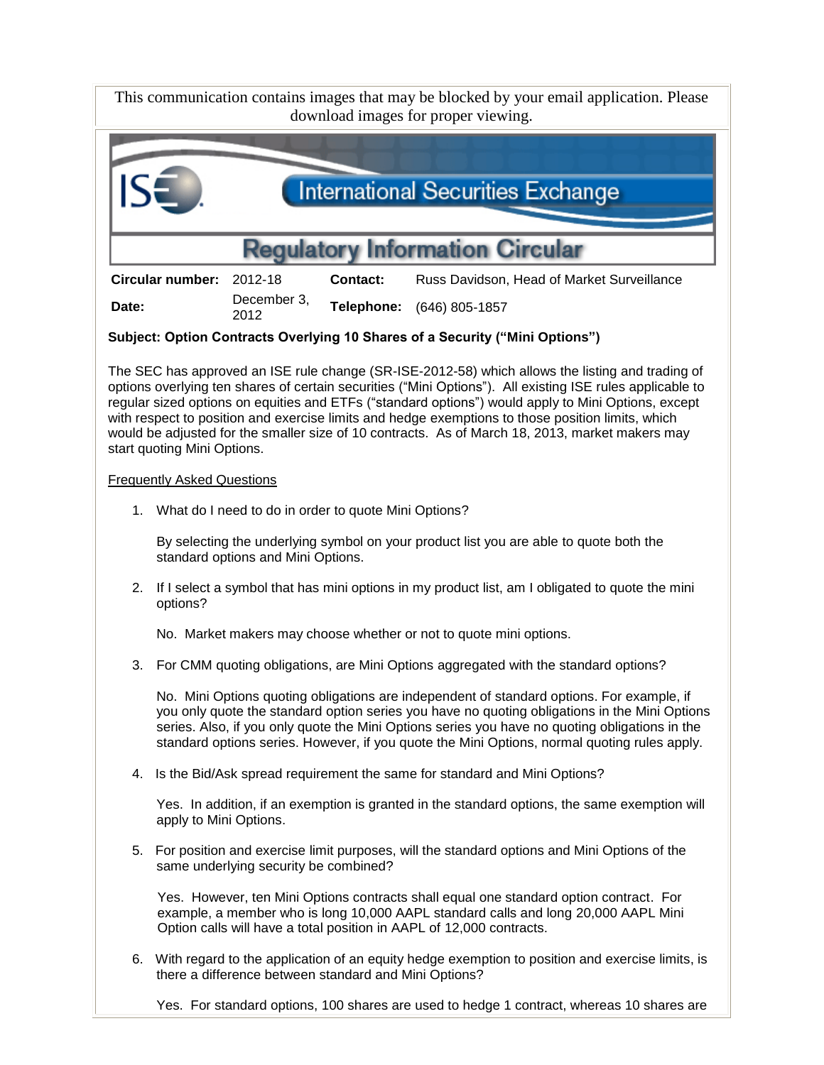This communication contains images that may be blocked by your email application. Please download images for proper viewing.

International Securities Exchange

# Regulatory Information Circular

| **Circular number:** | 2012-18 | **Contact:** | Russ Davidson, Head of Market Surveillance |
|---|---|---|---|
| **Date:** | December 3, 2012 | **Telephone:** | (646) 805-1857 |

**Subject: Option Contracts Overlying 10 Shares of a Security ("Mini Options")**

The SEC has approved an ISE rule change (SR-ISE-2012-58) which allows the listing and trading of options overlying ten shares of certain securities ("Mini Options"). All existing ISE rules applicable to regular sized options on equities and ETFs ("standard options") would apply to Mini Options, except with respect to position and exercise limits and hedge exemptions to those position limits, which would be adjusted for the smaller size of 10 contracts. As of March 18, 2013, market makers may start quoting Mini Options.

Frequently Asked Questions

1. What do I need to do in order to quote Mini Options?

   By selecting the underlying symbol on your product list you are able to quote both the standard options and Mini Options.

2. If I select a symbol that has mini options in my product list, am I obligated to quote the mini options?

   No. Market makers may choose whether or not to quote mini options.

3. For CMM quoting obligations, are Mini Options aggregated with the standard options?

   No. Mini Options quoting obligations are independent of standard options. For example, if you only quote the standard option series you have no quoting obligations in the Mini Options series. Also, if you only quote the Mini Options series you have no quoting obligations in the standard options series. However, if you quote the Mini Options, normal quoting rules apply.

4. Is the Bid/Ask spread requirement the same for standard and Mini Options?

   Yes. In addition, if an exemption is granted in the standard options, the same exemption will apply to Mini Options.

5. For position and exercise limit purposes, will the standard options and Mini Options of the same underlying security be combined?

   Yes. However, ten Mini Options contracts shall equal one standard option contract. For example, a member who is long 10,000 AAPL standard calls and long 20,000 AAPL Mini Option calls will have a total position in AAPL of 12,000 contracts.

6. With regard to the application of an equity hedge exemption to position and exercise limits, is there a difference between standard and Mini Options?

   Yes. For standard options, 100 shares are used to hedge 1 contract, whereas 10 shares are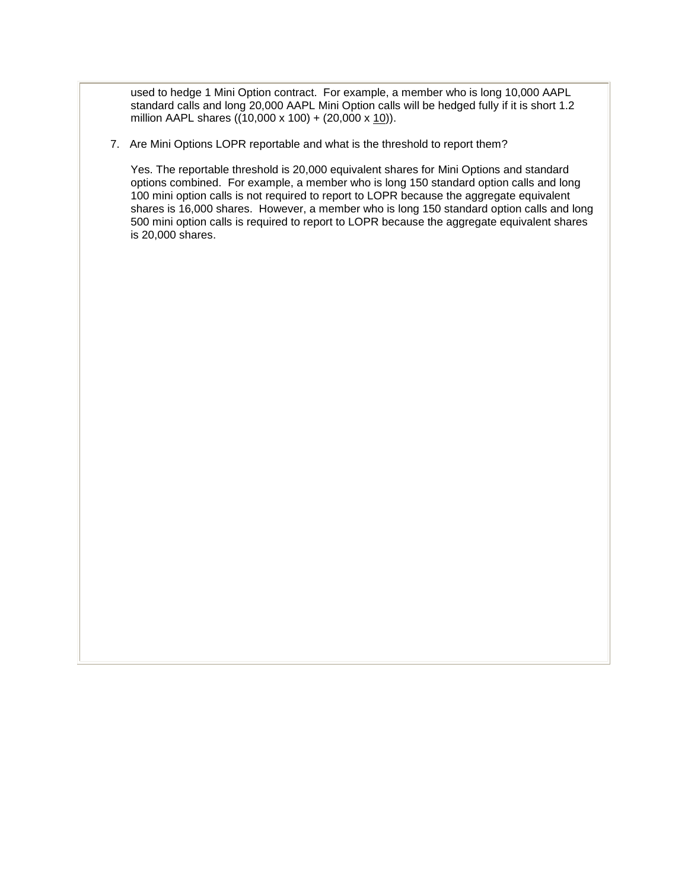used to hedge 1 Mini Option contract. For example, a member who is long 10,000 AAPL standard calls and long 20,000 AAPL Mini Option calls will be hedged fully if it is short 1.2 million AAPL shares ((10,000 x 100) + (20,000 x <u>10</u>)).

7. Are Mini Options LOPR reportable and what is the threshold to report them?

   Yes. The reportable threshold is 20,000 equivalent shares for Mini Options and standard options combined. For example, a member who is long 150 standard option calls and long 100 mini option calls is not required to report to LOPR because the aggregate equivalent shares is 16,000 shares. However, a member who is long 150 standard option calls and long 500 mini option calls is required to report to LOPR because the aggregate equivalent shares is 20,000 shares.